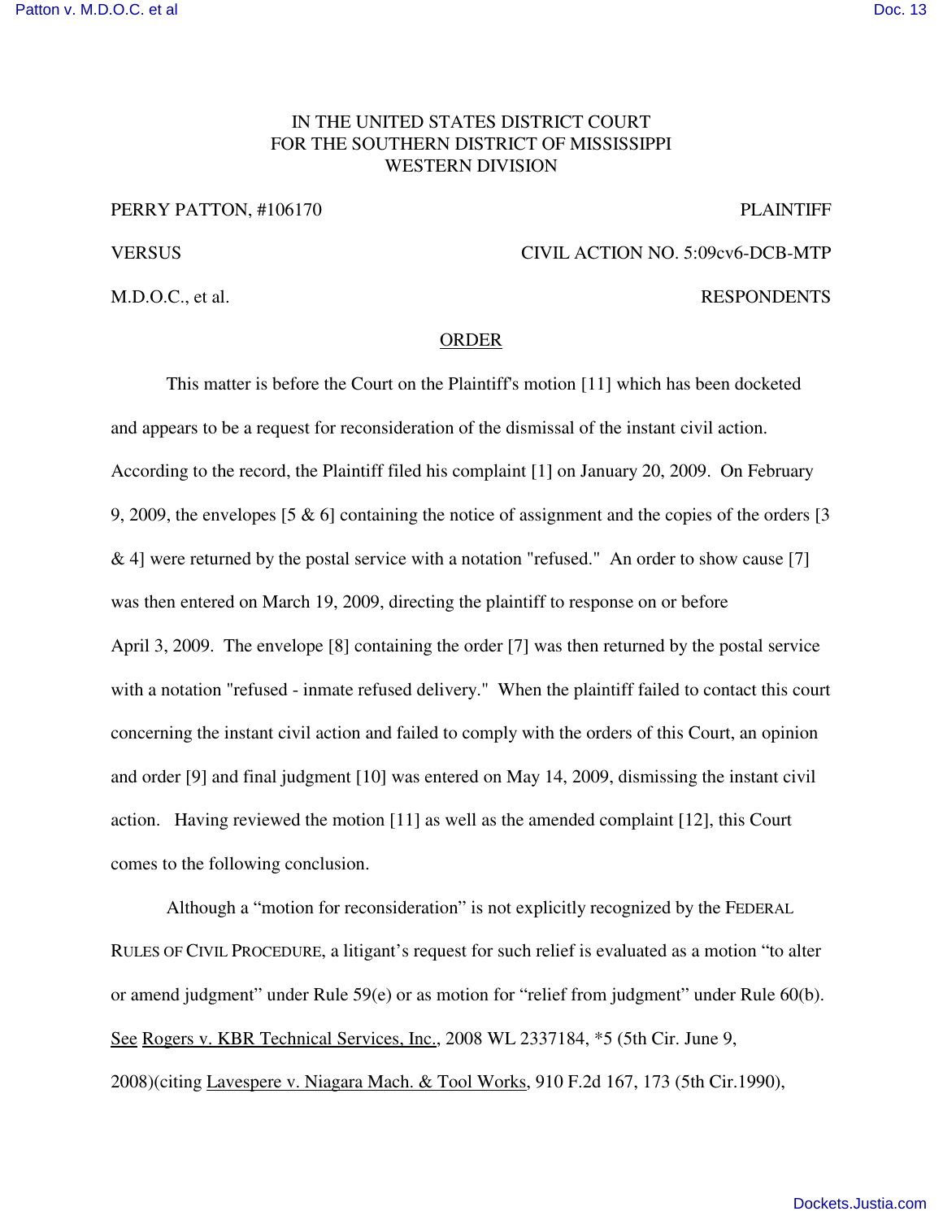IN THE UNITED STATES DISTRICT COURT
FOR THE SOUTHERN DISTRICT OF MISSISSIPPI
WESTERN DIVISION

PERRY PATTON, #106170 PLAINTIFF

VERSUS CIVIL ACTION NO. 5:09cv6-DCB-MTP

M.D.O.C., et al. RESPONDENTS

## ORDER

This matter is before the Court on the Plaintiff's motion [11] which has been docketed and appears to be a request for reconsideration of the dismissal of the instant civil action. According to the record, the Plaintiff filed his complaint [1] on January 20, 2009. On February 9, 2009, the envelopes [5 & 6] containing the notice of assignment and the copies of the orders [3 & 4] were returned by the postal service with a notation "refused." An order to show cause [7] was then entered on March 19, 2009, directing the plaintiff to response on or before April 3, 2009. The envelope [8] containing the order [7] was then returned by the postal service with a notation "refused - inmate refused delivery." When the plaintiff failed to contact this court concerning the instant civil action and failed to comply with the orders of this Court, an opinion and order [9] and final judgment [10] was entered on May 14, 2009, dismissing the instant civil action. Having reviewed the motion [11] as well as the amended complaint [12], this Court comes to the following conclusion.

Although a "motion for reconsideration" is not explicitly recognized by the FEDERAL RULES OF CIVIL PROCEDURE, a litigant's request for such relief is evaluated as a motion "to alter or amend judgment" under Rule 59(e) or as motion for "relief from judgment" under Rule 60(b). See Rogers v. KBR Technical Services, Inc., 2008 WL 2337184, *5 (5th Cir. June 9, 2008)(citing Lavespere v. Niagara Mach. & Tool Works, 910 F.2d 167, 173 (5th Cir.1990),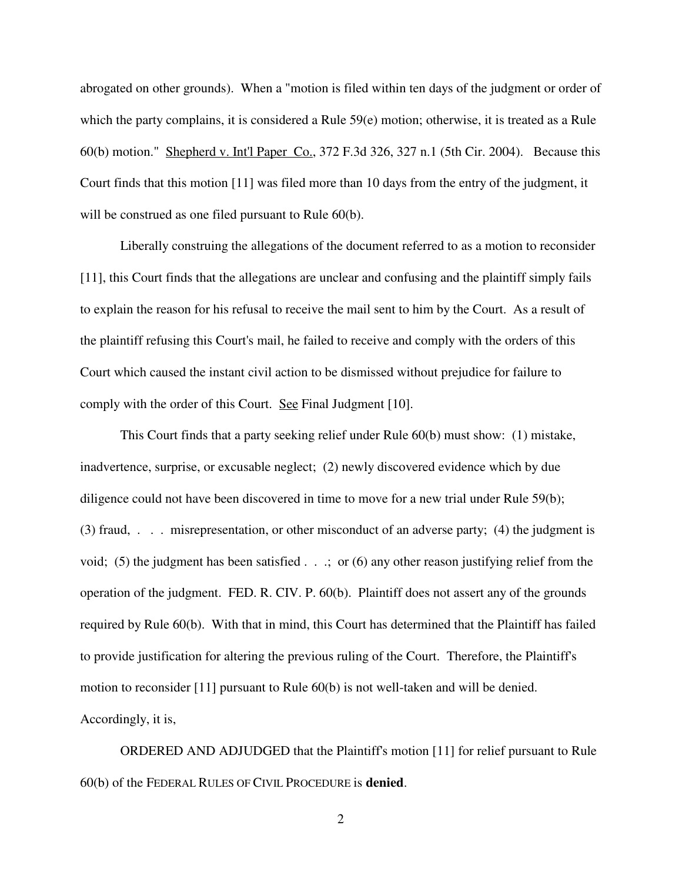abrogated on other grounds). When a "motion is filed within ten days of the judgment or order of which the party complains, it is considered a Rule 59(e) motion; otherwise, it is treated as a Rule 60(b) motion." Shepherd v. Int'l Paper Co., 372 F.3d 326, 327 n.1 (5th Cir. 2004). Because this Court finds that this motion [11] was filed more than 10 days from the entry of the judgment, it will be construed as one filed pursuant to Rule 60(b).

Liberally construing the allegations of the document referred to as a motion to reconsider [11], this Court finds that the allegations are unclear and confusing and the plaintiff simply fails to explain the reason for his refusal to receive the mail sent to him by the Court. As a result of the plaintiff refusing this Court's mail, he failed to receive and comply with the orders of this Court which caused the instant civil action to be dismissed without prejudice for failure to comply with the order of this Court. See Final Judgment [10].

This Court finds that a party seeking relief under Rule 60(b) must show: (1) mistake, inadvertence, surprise, or excusable neglect; (2) newly discovered evidence which by due diligence could not have been discovered in time to move for a new trial under Rule 59(b); (3) fraud, . . . misrepresentation, or other misconduct of an adverse party; (4) the judgment is void; (5) the judgment has been satisfied . . .; or (6) any other reason justifying relief from the operation of the judgment. FED. R. CIV. P. 60(b). Plaintiff does not assert any of the grounds required by Rule 60(b). With that in mind, this Court has determined that the Plaintiff has failed to provide justification for altering the previous ruling of the Court. Therefore, the Plaintiff's motion to reconsider [11] pursuant to Rule 60(b) is not well-taken and will be denied. Accordingly, it is,

ORDERED AND ADJUDGED that the Plaintiff's motion [11] for relief pursuant to Rule 60(b) of the FEDERAL RULES OF CIVIL PROCEDURE is **denied**.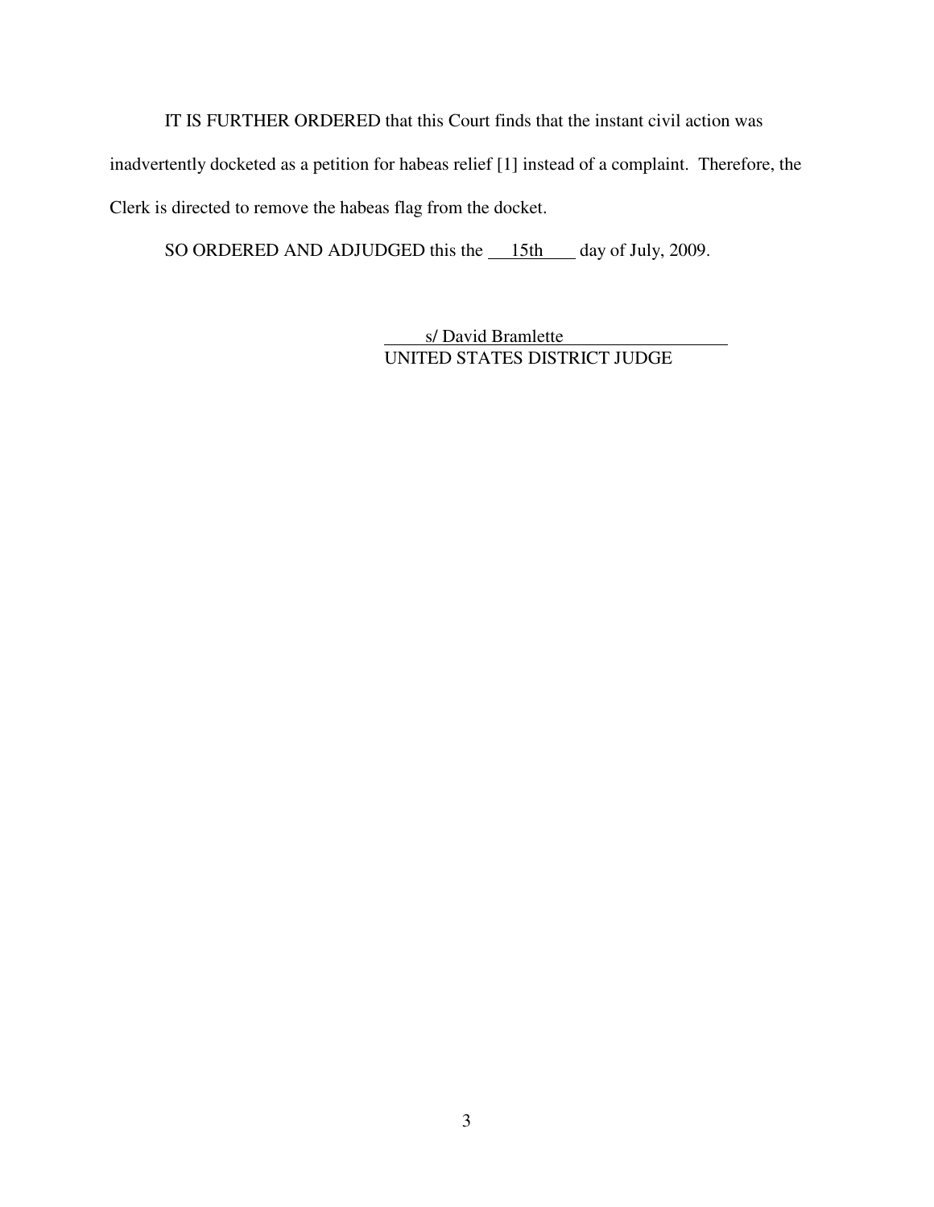IT IS FURTHER ORDERED that this Court finds that the instant civil action was inadvertently docketed as a petition for habeas relief [1] instead of a complaint. Therefore, the Clerk is directed to remove the habeas flag from the docket.

SO ORDERED AND ADJUDGED this the 15th day of July, 2009.

s/ David Bramlette
UNITED STATES DISTRICT JUDGE